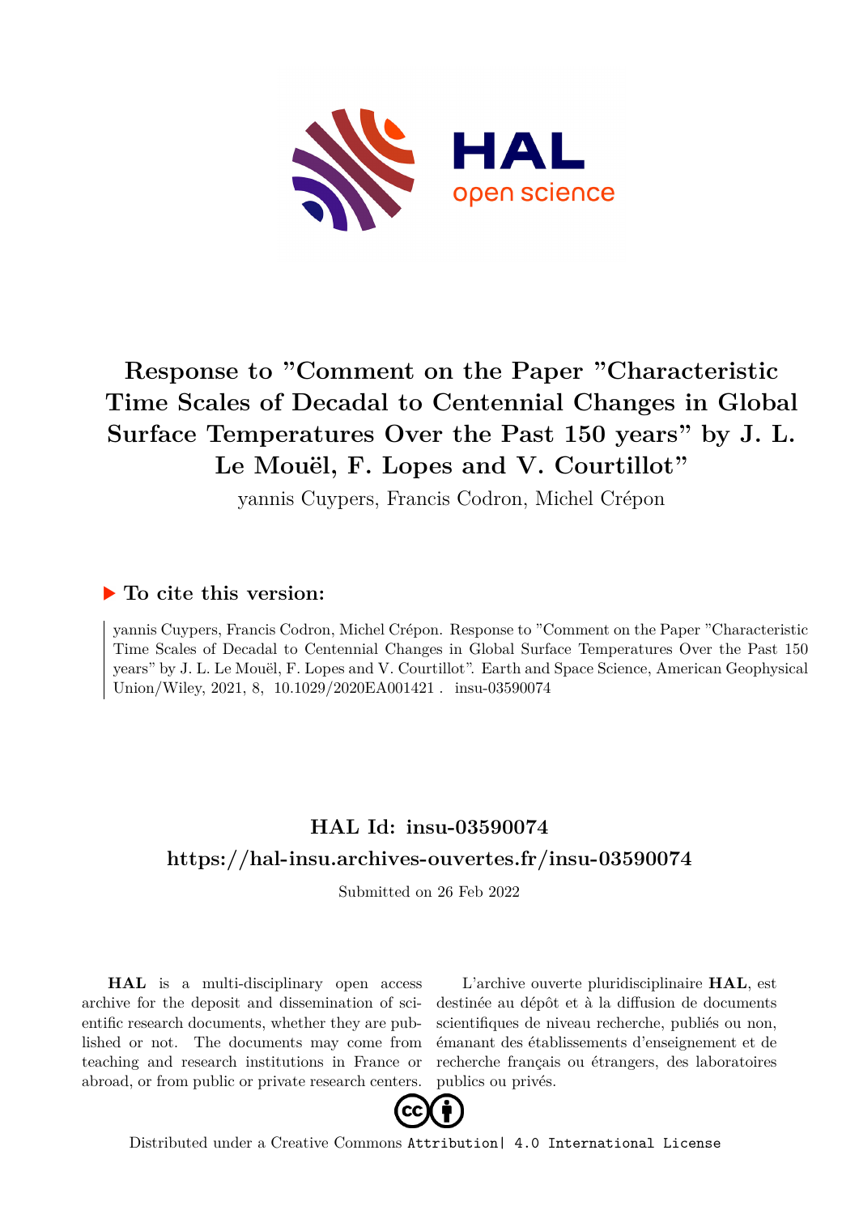# Response to "Comment on the Paper "Characteristic Time Scales of Decadal to Centennial Changes in Global Surface Temperatures Over the Past 150 years" by J. L. Le Mouël, F. Lopes and V. Courtillot"

yannis Cuypers, Francis Codron, Michel Crépon

## ▶ To cite this version:

yannis Cuypers, Francis Codron, Michel Crépon. Response to "Comment on the Paper "Characteristic Time Scales of Decadal to Centennial Changes in Global Surface Temperatures Over the Past 150 years" by J. L. Le Mouël, F. Lopes and V. Courtillot". Earth and Space Science, American Geophysical Union/Wiley, 2021, 8, 10.1029/2020EA001421 . insu-03590074

## HAL Id: insu-03590074

## https://hal-insu.archives-ouvertes.fr/insu-03590074

Submitted on 26 Feb 2022

**HAL** is a multi-disciplinary open access archive for the deposit and dissemination of scientific research documents, whether they are published or not. The documents may come from teaching and research institutions in France or abroad, or from public or private research centers.

L'archive ouverte pluridisciplinaire **HAL**, est destinée au dépôt et à la diffusion de documents scientifiques de niveau recherche, publiés ou non, émanant des établissements d'enseignement et de recherche français ou étrangers, des laboratoires publics ou privés.

Distributed under a Creative Commons Attribution| 4.0 International License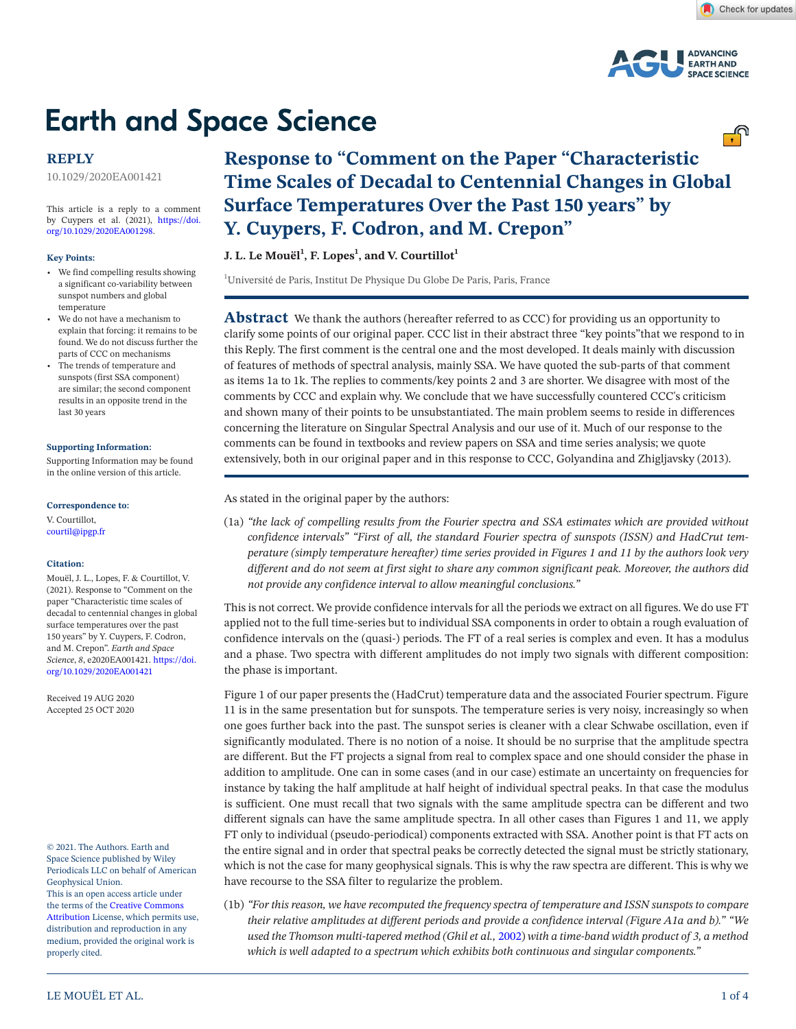# Response to "Comment on the Paper "Characteristic Time Scales of Decadal to Centennial Changes in Global Surface Temperatures Over the Past 150 years" by Y. Cuypers, F. Codron, and M. Crepon"

**J. L. Le Mouël[1], F. Lopes[1], and V. Courtillot[1]**

[1]Université de Paris, Institut De Physique Du Globe De Paris, Paris, France

**REPLY**

10.1029/2020EA001421

This article is a reply to a comment by Cuypers et al. (2021), https://doi.org/10.1029/2020EA001298.

**Key Points:**

- We find compelling results showing a significant co-variability between sunspot numbers and global temperature
- We do not have a mechanism to explain that forcing: it remains to be found. We do not discuss further the parts of CCC on mechanisms
- The trends of temperature and sunspots (first SSA component) are similar; the second component results in an opposite trend in the last 30 years

**Supporting Information:**

Supporting Information may be found in the online version of this article.

**Correspondence to:**

V. Courtillot,
courtil@ipgp.fr

**Citation:**

Mouël, J. L., Lopes, F. & Courtillot, V. (2021). Response to "Comment on the paper "Characteristic time scales of decadal to centennial changes in global surface temperatures over the past 150 years" by Y. Cuypers, F. Codron, and M. Crepon". *Earth and Space Science*, *8*, e2020EA001421. https://doi.org/10.1029/2020EA001421

Received 19 AUG 2020
Accepted 25 OCT 2020

© 2021. The Authors. Earth and Space Science published by Wiley Periodicals LLC on behalf of American Geophysical Union.
This is an open access article under the terms of the Creative Commons Attribution License, which permits use, distribution and reproduction in any medium, provided the original work is properly cited.

**Abstract** We thank the authors (hereafter referred to as CCC) for providing us an opportunity to clarify some points of our original paper. CCC list in their abstract three "key points"that we respond to in this Reply. The first comment is the central one and the most developed. It deals mainly with discussion of features of methods of spectral analysis, mainly SSA. We have quoted the sub-parts of that comment as items 1a to 1k. The replies to comments/key points 2 and 3 are shorter. We disagree with most of the comments by CCC and explain why. We conclude that we have successfully countered CCC's criticism and shown many of their points to be unsubstantiated. The main problem seems to reside in differences concerning the literature on Singular Spectral Analysis and our use of it. Much of our response to the comments can be found in textbooks and review papers on SSA and time series analysis; we quote extensively, both in our original paper and in this response to CCC, Golyandina and Zhigljavsky (2013).

As stated in the original paper by the authors:

(1a) *"the lack of compelling results from the Fourier spectra and SSA estimates which are provided without confidence intervals" "First of all, the standard Fourier spectra of sunspots (ISSN) and HadCrut temperature (simply temperature hereafter) time series provided in Figures 1 and 11 by the authors look very different and do not seem at first sight to share any common significant peak. Moreover, the authors did not provide any confidence interval to allow meaningful conclusions."*

This is not correct. We provide confidence intervals for all the periods we extract on all figures. We do use FT applied not to the full time-series but to individual SSA components in order to obtain a rough evaluation of confidence intervals on the (quasi-) periods. The FT of a real series is complex and even. It has a modulus and a phase. Two spectra with different amplitudes do not imply two signals with different composition: the phase is important.

Figure 1 of our paper presents the (HadCrut) temperature data and the associated Fourier spectrum. Figure 11 is in the same presentation but for sunspots. The temperature series is very noisy, increasingly so when one goes further back into the past. The sunspot series is cleaner with a clear Schwabe oscillation, even if significantly modulated. There is no notion of a noise. It should be no surprise that the amplitude spectra are different. But the FT projects a signal from real to complex space and one should consider the phase in addition to amplitude. One can in some cases (and in our case) estimate an uncertainty on frequencies for instance by taking the half amplitude at half height of individual spectral peaks. In that case the modulus is sufficient. One must recall that two signals with the same amplitude spectra can be different and two different signals can have the same amplitude spectra. In all other cases than Figures 1 and 11, we apply FT only to individual (pseudo-periodical) components extracted with SSA. Another point is that FT acts on the entire signal and in order that spectral peaks be correctly detected the signal must be strictly stationary, which is not the case for many geophysical signals. This is why the raw spectra are different. This is why we have recourse to the SSA filter to regularize the problem.

(1b) *"For this reason, we have recomputed the frequency spectra of temperature and ISSN sunspots to compare their relative amplitudes at different periods and provide a confidence interval (Figure A1a and b)." "We used the Thomson multi-tapered method (Ghil et al., 2002) with a time-band width product of 3, a method which is well adapted to a spectrum which exhibits both continuous and singular components."*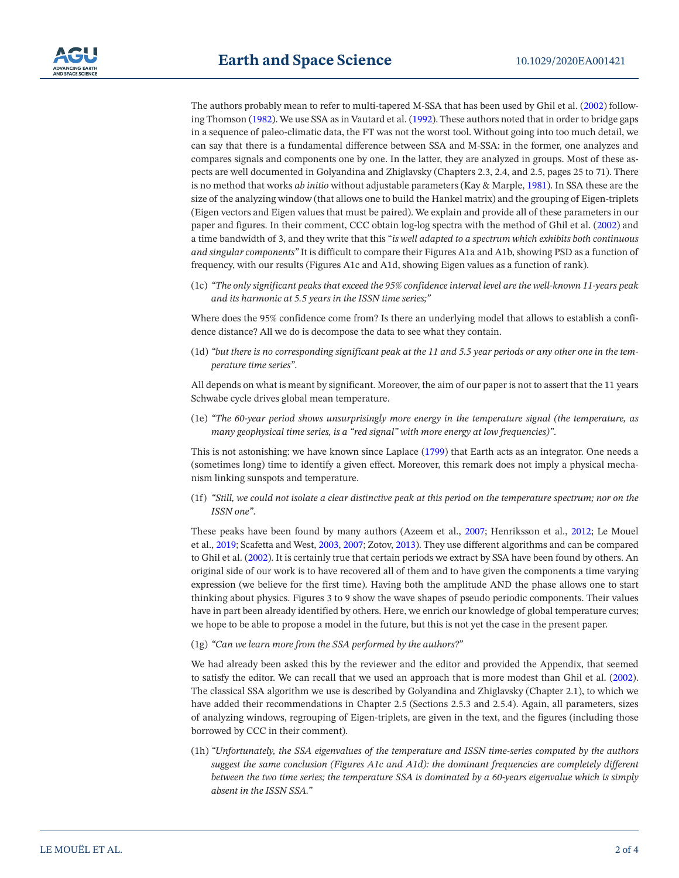The authors probably mean to refer to multi-tapered M-SSA that has been used by Ghil et al. (2002) following Thomson (1982). We use SSA as in Vautard et al. (1992). These authors noted that in order to bridge gaps in a sequence of paleo-climatic data, the FT was not the worst tool. Without going into too much detail, we can say that there is a fundamental difference between SSA and M-SSA: in the former, one analyzes and compares signals and components one by one. In the latter, they are analyzed in groups. Most of these aspects are well documented in Golyandina and Zhiglavsky (Chapters 2.3, 2.4, and 2.5, pages 25 to 71). There is no method that works *ab initio* without adjustable parameters (Kay & Marple, 1981). In SSA these are the size of the analyzing window (that allows one to build the Hankel matrix) and the grouping of Eigen-triplets (Eigen vectors and Eigen values that must be paired). We explain and provide all of these parameters in our paper and figures. In their comment, CCC obtain log-log spectra with the method of Ghil et al. (2002) and a time bandwidth of 3, and they write that this "*is well adapted to a spectrum which exhibits both continuous and singular components*" It is difficult to compare their Figures A1a and A1b, showing PSD as a function of frequency, with our results (Figures A1c and A1d, showing Eigen values as a function of rank).

(1c) *"The only significant peaks that exceed the 95% confidence interval level are the well-known 11-years peak and its harmonic at 5.5 years in the ISSN time series;"*

Where does the 95% confidence come from? Is there an underlying model that allows to establish a confidence distance? All we do is decompose the data to see what they contain.

(1d) *"but there is no corresponding significant peak at the 11 and 5.5 year periods or any other one in the temperature time series".*

All depends on what is meant by significant. Moreover, the aim of our paper is not to assert that the 11 years Schwabe cycle drives global mean temperature.

(1e) *"The 60-year period shows unsurprisingly more energy in the temperature signal (the temperature, as many geophysical time series, is a "red signal" with more energy at low frequencies)".*

This is not astonishing: we have known since Laplace (1799) that Earth acts as an integrator. One needs a (sometimes long) time to identify a given effect. Moreover, this remark does not imply a physical mechanism linking sunspots and temperature.

(1f) *"Still, we could not isolate a clear distinctive peak at this period on the temperature spectrum; nor on the ISSN one".*

These peaks have been found by many authors (Azeem et al., 2007; Henriksson et al., 2012; Le Mouel et al., 2019; Scafetta and West, 2003, 2007; Zotov, 2013). They use different algorithms and can be compared to Ghil et al. (2002). It is certainly true that certain periods we extract by SSA have been found by others. An original side of our work is to have recovered all of them and to have given the components a time varying expression (we believe for the first time). Having both the amplitude AND the phase allows one to start thinking about physics. Figures 3 to 9 show the wave shapes of pseudo periodic components. Their values have in part been already identified by others. Here, we enrich our knowledge of global temperature curves; we hope to be able to propose a model in the future, but this is not yet the case in the present paper.

(1g) *"Can we learn more from the SSA performed by the authors?"*

We had already been asked this by the reviewer and the editor and provided the Appendix, that seemed to satisfy the editor. We can recall that we used an approach that is more modest than Ghil et al. (2002). The classical SSA algorithm we use is described by Golyandina and Zhiglavsky (Chapter 2.1), to which we have added their recommendations in Chapter 2.5 (Sections 2.5.3 and 2.5.4). Again, all parameters, sizes of analyzing windows, regrouping of Eigen-triplets, are given in the text, and the figures (including those borrowed by CCC in their comment).

(1h) *"Unfortunately, the SSA eigenvalues of the temperature and ISSN time-series computed by the authors suggest the same conclusion (Figures A1c and A1d): the dominant frequencies are completely different between the two time series; the temperature SSA is dominated by a 60-years eigenvalue which is simply absent in the ISSN SSA."*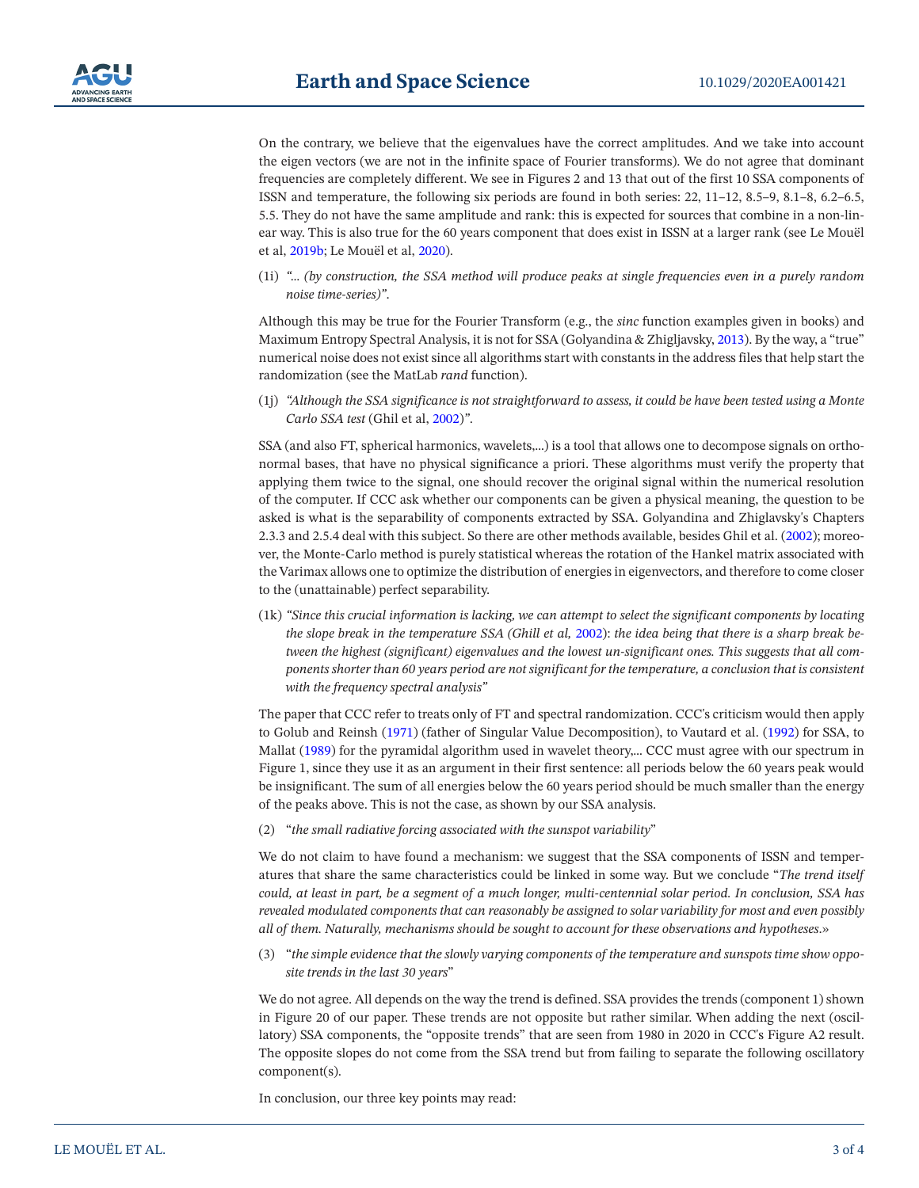On the contrary, we believe that the eigenvalues have the correct amplitudes. And we take into account the eigen vectors (we are not in the infinite space of Fourier transforms). We do not agree that dominant frequencies are completely different. We see in Figures 2 and 13 that out of the first 10 SSA components of ISSN and temperature, the following six periods are found in both series: 22, 11–12, 8.5–9, 8.1–8, 6.2–6.5, 5.5. They do not have the same amplitude and rank: this is expected for sources that combine in a non-linear way. This is also true for the 60 years component that does exist in ISSN at a larger rank (see Le Mouël et al, 2019b; Le Mouël et al, 2020).

(1i) *"... (by construction, the SSA method will produce peaks at single frequencies even in a purely random noise time-series)"*.

Although this may be true for the Fourier Transform (e.g., the *sinc* function examples given in books) and Maximum Entropy Spectral Analysis, it is not for SSA (Golyandina & Zhigljavsky, 2013). By the way, a "true" numerical noise does not exist since all algorithms start with constants in the address files that help start the randomization (see the MatLab *rand* function).

(1j) *"Although the SSA significance is not straightforward to assess, it could be have been tested using a Monte Carlo SSA test* (Ghil et al, 2002)*"*.

SSA (and also FT, spherical harmonics, wavelets,...) is a tool that allows one to decompose signals on orthonormal bases, that have no physical significance a priori. These algorithms must verify the property that applying them twice to the signal, one should recover the original signal within the numerical resolution of the computer. If CCC ask whether our components can be given a physical meaning, the question to be asked is what is the separability of components extracted by SSA. Golyandina and Zhiglavsky's Chapters 2.3.3 and 2.5.4 deal with this subject. So there are other methods available, besides Ghil et al. (2002); moreover, the Monte-Carlo method is purely statistical whereas the rotation of the Hankel matrix associated with the Varimax allows one to optimize the distribution of energies in eigenvectors, and therefore to come closer to the (unattainable) perfect separability.

(1k) *"Since this crucial information is lacking, we can attempt to select the significant components by locating the slope break in the temperature SSA (Ghill et al, 2002): the idea being that there is a sharp break between the highest (significant) eigenvalues and the lowest un-significant ones. This suggests that all components shorter than 60 years period are not significant for the temperature, a conclusion that is consistent with the frequency spectral analysis"*

The paper that CCC refer to treats only of FT and spectral randomization. CCC's criticism would then apply to Golub and Reinsh (1971) (father of Singular Value Decomposition), to Vautard et al. (1992) for SSA, to Mallat (1989) for the pyramidal algorithm used in wavelet theory,... CCC must agree with our spectrum in Figure 1, since they use it as an argument in their first sentence: all periods below the 60 years peak would be insignificant. The sum of all energies below the 60 years period should be much smaller than the energy of the peaks above. This is not the case, as shown by our SSA analysis.

(2) "*the small radiative forcing associated with the sunspot variability*"

We do not claim to have found a mechanism: we suggest that the SSA components of ISSN and temperatures that share the same characteristics could be linked in some way. But we conclude "*The trend itself could, at least in part, be a segment of a much longer, multi-centennial solar period. In conclusion, SSA has revealed modulated components that can reasonably be assigned to solar variability for most and even possibly all of them. Naturally, mechanisms should be sought to account for these observations and hypotheses.»*

(3) "*the simple evidence that the slowly varying components of the temperature and sunspots time show opposite trends in the last 30 years*"

We do not agree. All depends on the way the trend is defined. SSA provides the trends (component 1) shown in Figure 20 of our paper. These trends are not opposite but rather similar. When adding the next (oscillatory) SSA components, the "opposite trends" that are seen from 1980 in 2020 in CCC's Figure A2 result. The opposite slopes do not come from the SSA trend but from failing to separate the following oscillatory component(s).

In conclusion, our three key points may read: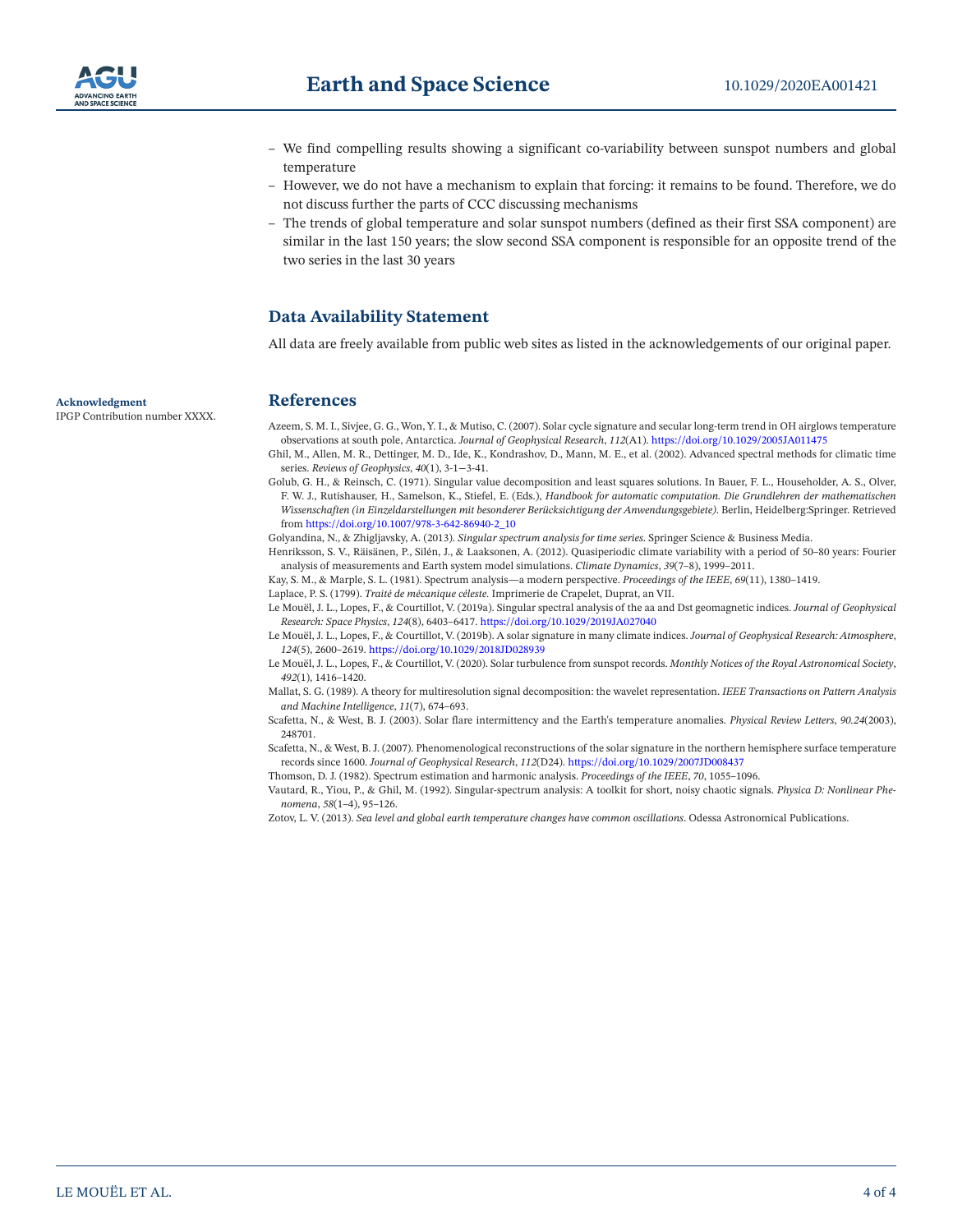- We find compelling results showing a significant co-variability between sunspot numbers and global temperature
- However, we do not have a mechanism to explain that forcing: it remains to be found. Therefore, we do not discuss further the parts of CCC discussing mechanisms
- The trends of global temperature and solar sunspot numbers (defined as their first SSA component) are similar in the last 150 years; the slow second SSA component is responsible for an opposite trend of the two series in the last 30 years

## Data Availability Statement

All data are freely available from public web sites as listed in the acknowledgements of our original paper.

**Acknowledgment**

IPGP Contribution number XXXX.

## References

Azeem, S. M. I., Sivjee, G. G., Won, Y. I., & Mutiso, C. (2007). Solar cycle signature and secular long-term trend in OH airglows temperature observations at south pole, Antarctica. *Journal of Geophysical Research*, *112*(A1). https://doi.org/10.1029/2005JA011475

Ghil, M., Allen, M. R., Dettinger, M. D., Ide, K., Kondrashov, D., Mann, M. E., et al. (2002). Advanced spectral methods for climatic time series. *Reviews of Geophysics*, *40*(1), 3-1–3-41.

Golub, G. H., & Reinsch, C. (1971). Singular value decomposition and least squares solutions. In Bauer, F. L., Householder, A. S., Olver, F. W. J., Rutishauser, H., Samelson, K., Stiefel, E. (Eds.), *Handbook for automatic computation. Die Grundlehren der mathematischen Wissenschaften (in Einzeldarstellungen mit besonderer Berücksichtigung der Anwendungsgebiete)*. Berlin, Heidelberg:Springer. Retrieved from https://doi.org/10.1007/978-3-642-86940-2_10

Golyandina, N., & Zhigljavsky, A. (2013). *Singular spectrum analysis for time series*. Springer Science & Business Media.

Henriksson, S. V., Räisänen, P., Silén, J., & Laaksonen, A. (2012). Quasiperiodic climate variability with a period of 50–80 years: Fourier analysis of measurements and Earth system model simulations. *Climate Dynamics*, *39*(7–8), 1999–2011.

Kay, S. M., & Marple, S. L. (1981). Spectrum analysis—a modern perspective. *Proceedings of the IEEE*, *69*(11), 1380–1419.

Laplace, P. S. (1799). *Traité de mécanique céleste*. Imprimerie de Crapelet, Duprat, an VII.

Le Mouël, J. L., Lopes, F., & Courtillot, V. (2019a). Singular spectral analysis of the aa and Dst geomagnetic indices. *Journal of Geophysical Research: Space Physics*, *124*(8), 6403–6417. https://doi.org/10.1029/2019JA027040

Le Mouël, J. L., Lopes, F., & Courtillot, V. (2019b). A solar signature in many climate indices. *Journal of Geophysical Research: Atmosphere*, *124*(5), 2600–2619. https://doi.org/10.1029/2018JD028939

Le Mouël, J. L., Lopes, F., & Courtillot, V. (2020). Solar turbulence from sunspot records. *Monthly Notices of the Royal Astronomical Society*, *492*(1), 1416–1420.

Mallat, S. G. (1989). A theory for multiresolution signal decomposition: the wavelet representation. *IEEE Transactions on Pattern Analysis and Machine Intelligence*, *11*(7), 674–693.

Scafetta, N., & West, B. J. (2003). Solar flare intermittency and the Earth's temperature anomalies. *Physical Review Letters*, *90.24*(2003), 248701.

Scafetta, N., & West, B. J. (2007). Phenomenological reconstructions of the solar signature in the northern hemisphere surface temperature records since 1600. *Journal of Geophysical Research*, *112*(D24). https://doi.org/10.1029/2007JD008437

Thomson, D. J. (1982). Spectrum estimation and harmonic analysis. *Proceedings of the IEEE*, *70*, 1055–1096.

Vautard, R., Yiou, P., & Ghil, M. (1992). Singular-spectrum analysis: A toolkit for short, noisy chaotic signals. *Physica D: Nonlinear Phenomena*, *58*(1–4), 95–126.

Zotov, L. V. (2013). *Sea level and global earth temperature changes have common oscillations*. Odessa Astronomical Publications.